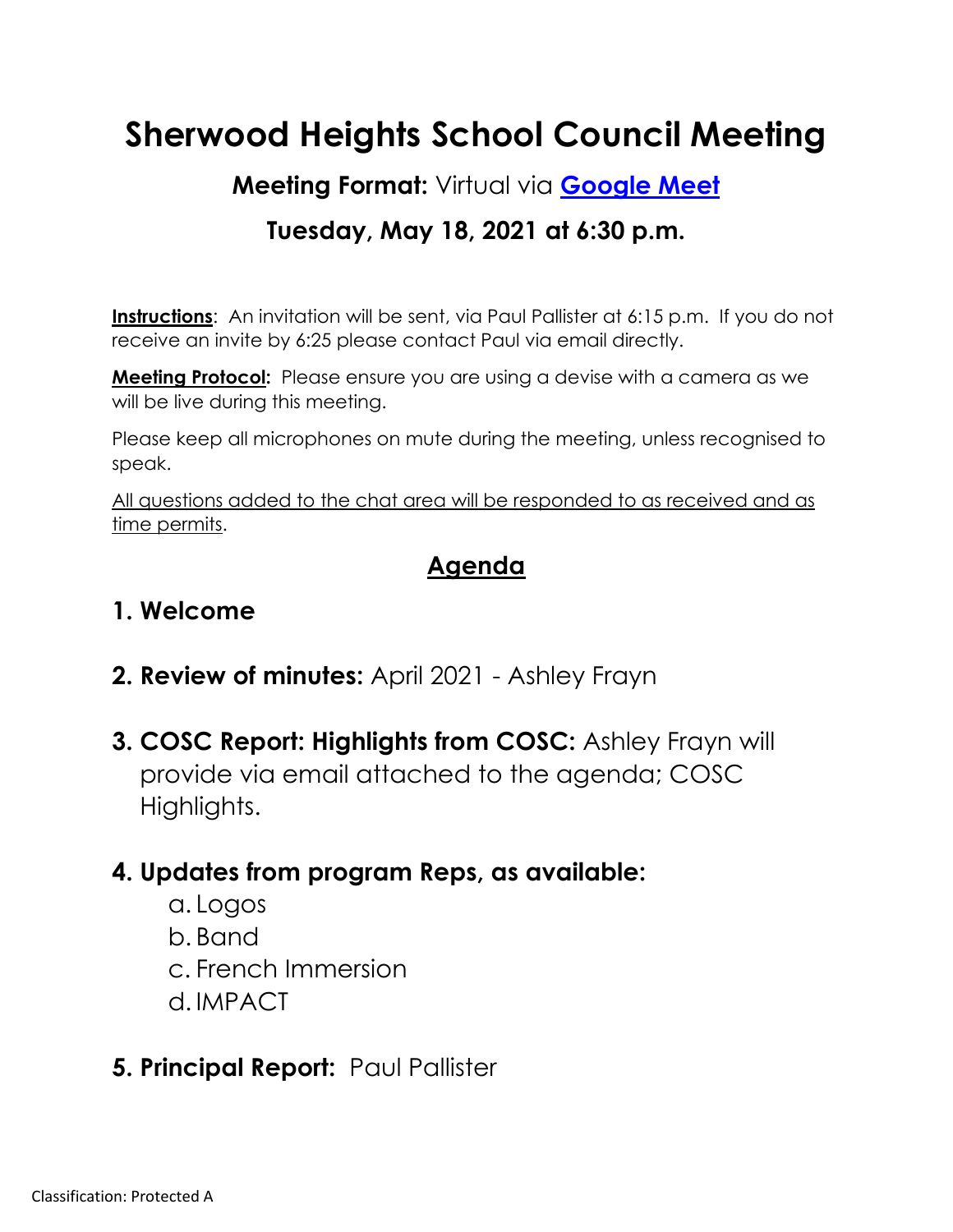# Sherwood Heights School Council Meeting

**Meeting Format:** Virtual via **[Google Meet]**

**Tuesday, May 18, 2021 at 6:30 p.m.**

**Instructions**: An invitation will be sent, via Paul Pallister at 6:15 p.m. If you do not receive an invite by 6:25 please contact Paul via email directly.

**Meeting Protocol:** Please ensure you are using a devise with a camera as we will be live during this meeting.

Please keep all microphones on mute during the meeting, unless recognised to speak.

All questions added to the chat area will be responded to as received and as time permits.

## Agenda

1. **Welcome**
2. **Review of minutes:** April 2021 - Ashley Frayn
3. **COSC Report: Highlights from COSC:** Ashley Frayn will provide via email attached to the agenda; COSC Highlights.
4. **Updates from program Reps, as available:**
   a. Logos
   b. Band
   c. French Immersion
   d. IMPACT
5. **Principal Report:** Paul Pallister

Classification: Protected A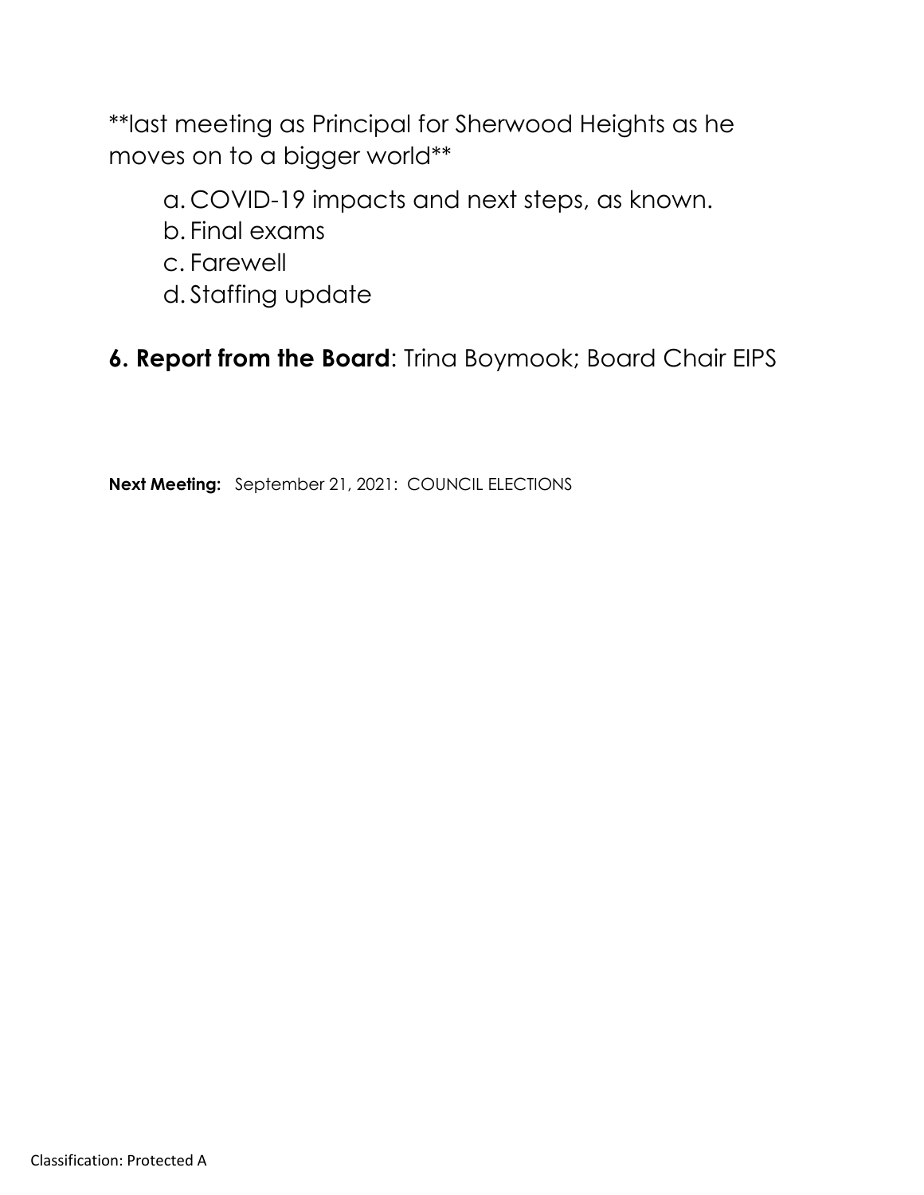**last meeting as Principal for Sherwood Heights as he moves on to a bigger world**

a. COVID-19 impacts and next steps, as known.
b. Final exams
c. Farewell
d. Staffing update

**6. Report from the Board**: Trina Boymook; Board Chair EIPS

**Next Meeting:** September 21, 2021: COUNCIL ELECTIONS

Classification: Protected A